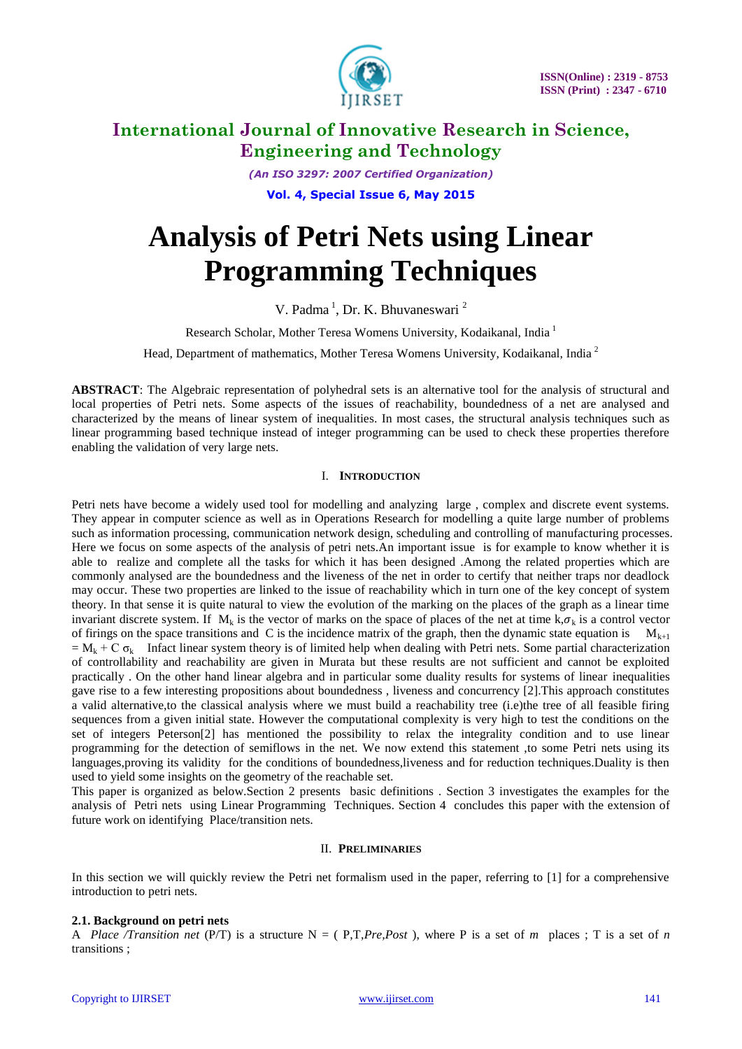# International Journal of Innovative Research in Science, Engineering and Technology

*(An ISO 3297: 2007 Certified Organization)*

**Vol. 4, Special Issue 6, May 2015**

# Analysis of Petri Nets using Linear Programming Techniques

V. Padma [1], Dr. K. Bhuvaneswari [2]

Research Scholar, Mother Teresa Womens University, Kodaikanal, India [1]

Head, Department of mathematics, Mother Teresa Womens University, Kodaikanal, India [2]

**ABSTRACT**: The Algebraic representation of polyhedral sets is an alternative tool for the analysis of structural and local properties of Petri nets. Some aspects of the issues of reachability, boundedness of a net are analysed and characterized by the means of linear system of inequalities. In most cases, the structural analysis techniques such as linear programming based technique instead of integer programming can be used to check these properties therefore enabling the validation of very large nets.

## I. Introduction

Petri nets have become a widely used tool for modelling and analyzing large , complex and discrete event systems. They appear in computer science as well as in Operations Research for modelling a quite large number of problems such as information processing, communication network design, scheduling and controlling of manufacturing processes. Here we focus on some aspects of the analysis of petri nets.An important issue is for example to know whether it is able to realize and complete all the tasks for which it has been designed .Among the related properties which are commonly analysed are the boundedness and the liveness of the net in order to certify that neither traps nor deadlock may occur. These two properties are linked to the issue of reachability which in turn one of the key concept of system theory. In that sense it is quite natural to view the evolution of the marking on the places of the graph as a linear time invariant discrete system. If $M_k$ is the vector of marks on the space of places of the net at time k,$\sigma_k$ is a control vector of firings on the space transitions and C is the incidence matrix of the graph, then the dynamic state equation is $M_{k+1} = M_k + C\,\sigma_k$ Infact linear system theory is of limited help when dealing with Petri nets. Some partial characterization of controllability and reachability are given in Murata but these results are not sufficient and cannot be exploited practically . On the other hand linear algebra and in particular some duality results for systems of linear inequalities gave rise to a few interesting propositions about boundedness , liveness and concurrency [2].This approach constitutes a valid alternative,to the classical analysis where we must build a reachability tree (i.e)the tree of all feasible firing sequences from a given initial state. However the computational complexity is very high to test the conditions on the set of integers Peterson[2] has mentioned the possibility to relax the integrality condition and to use linear programming for the detection of semiflows in the net. We now extend this statement ,to some Petri nets using its languages,proving its validity for the conditions of boundedness,liveness and for reduction techniques.Duality is then used to yield some insights on the geometry of the reachable set.

This paper is organized as below.Section 2 presents basic definitions . Section 3 investigates the examples for the analysis of Petri nets using Linear Programming Techniques. Section 4 concludes this paper with the extension of future work on identifying Place/transition nets.

## II. Preliminaries

In this section we will quickly review the Petri net formalism used in the paper, referring to [1] for a comprehensive introduction to petri nets.

### 2.1. Background on petri nets

A *Place /Transition net* (P/T) is a structure N = ( P,T,*Pre*,*Post* ), where P is a set of *m* places ; T is a set of *n* transitions ;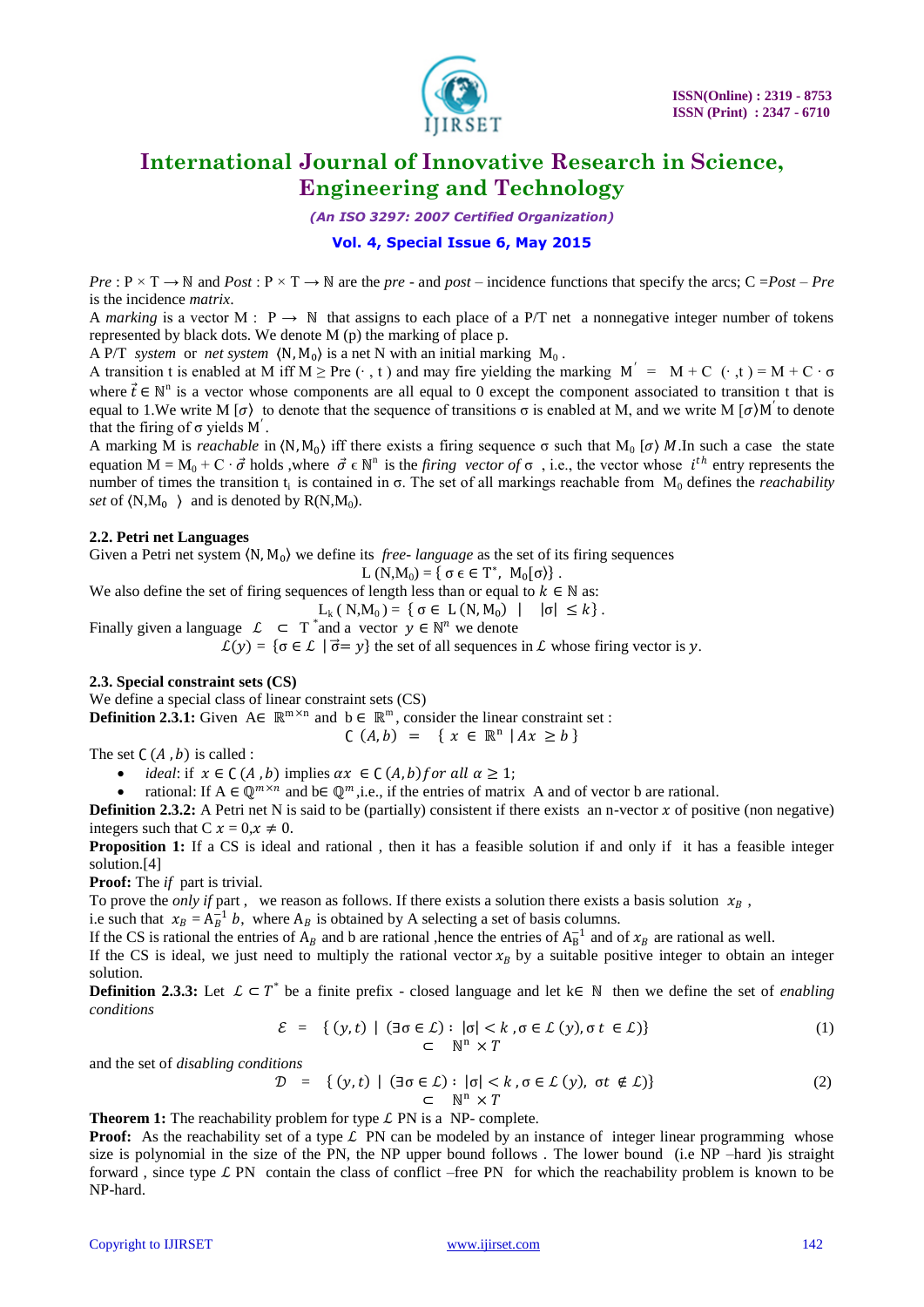*Pre* : $P \times T \rightarrow \mathbb{N}$ and *Post* : $P \times T \rightarrow \mathbb{N}$ are the *pre* - and *post* – incidence functions that specify the arcs; C =*Post* – *Pre* is the incidence *matrix*.

A *marking* is a vector $M : P \rightarrow \mathbb{N}$ that assigns to each place of a P/T net a nonnegative integer number of tokens represented by black dots. We denote M (p) the marking of place p.

A P/T *system* or *net system* $\langle N, M_0 \rangle$ is a net N with an initial marking $M_0$ .

A transition t is enabled at M iff M ≥ Pre (· , t ) and may fire yielding the marking $M' = M + C(\cdot, t) = M + C \cdot \sigma$ where $\vec{t} \in \mathbb{N}^n$ is a vector whose components are all equal to 0 except the component associated to transition t that is equal to 1.We write $M[\sigma\rangle$ to denote that the sequence of transitions σ is enabled at M, and we write $M[\sigma\rangle M'$ to denote that the firing of σ yields $M'$.

A marking M is *reachable* in $\langle N, M_0 \rangle$ iff there exists a firing sequence σ such that $M_0[\sigma\rangle M$.In such a case the state equation $M = M_0 + C \cdot \vec{\sigma}$ holds ,where $\vec{\sigma} \in \mathbb{N}^n$ is the *firing vector of* σ , i.e., the vector whose $i^{th}$ entry represents the number of times the transition $t_i$ is contained in σ. The set of all markings reachable from $M_0$ defines the *reachability set* of $\langle N, M_0 \rangle$ and is denoted by $R(N, M_0)$.

### 2.2. Petri net Languages

Given a Petri net system $\langle N, M_0 \rangle$ we define its *free- language* as the set of its firing sequences

$$L(N, M_0) = \{ \sigma \in T^*, \ M_0[\sigma\rangle \}.$$

We also define the set of firing sequences of length less than or equal to $k \in \mathbb{N}$ as:

$$L_k(N, M_0) = \{ \sigma \in L(N, M_0) \ | \ |\sigma| \leq k \}.$$

Finally given a language $\mathcal{L} \subset T^*$ and a vector $y \in \mathbb{N}^n$ we denote

$$\mathcal{L}(y) = \{ \sigma \in \mathcal{L} \ | \vec{\sigma} = y \}$$ the set of all sequences in $\mathcal{L}$ whose firing vector is $y$.

### 2.3. Special constraint sets (CS)

We define a special class of linear constraint sets (CS)

**Definition 2.3.1:** Given $A \in \mathbb{R}^{m \times n}$ and $b \in \mathbb{R}^m$, consider the linear constraint set :

$$C(A, b) = \{ x \in \mathbb{R}^n \ | Ax \geq b \}$$

The set $C(A, b)$ is called :

- *ideal*: if $x \in C(A, b)$ implies $\alpha x \in C(A, b)$ *for all* $\alpha \geq 1$;
- rational: If $A \in \mathbb{Q}^{m \times n}$ and $b \in \mathbb{Q}^m$ ,i.e., if the entries of matrix A and of vector b are rational.

**Definition 2.3.2:** A Petri net N is said to be (partially) consistent if there exists an n-vector $x$ of positive (non negative) integers such that $C x = 0, x \neq 0$.

**Proposition 1:** If a CS is ideal and rational , then it has a feasible solution if and only if it has a feasible integer solution.[4]

**Proof:** The *if* part is trivial.

To prove the *only if* part , we reason as follows. If there exists a solution there exists a basis solution $x_B$ , i.e such that $x_B = A_B^{-1} b$, where $A_B$ is obtained by A selecting a set of basis columns.

If the CS is rational the entries of $A_B$ and b are rational ,hence the entries of $A_B^{-1}$ and of $x_B$ are rational as well.

If the CS is ideal, we just need to multiply the rational vector $x_B$ by a suitable positive integer to obtain an integer solution.

**Definition 2.3.3:** Let $\mathcal{L} \subset T^*$ be a finite prefix - closed language and let $k \in \mathbb{N}$ then we define the set of *enabling conditions*

$$\mathcal{E} = \{ (y, t) \ | \ (\exists \sigma \in \mathcal{L}) : |\sigma| < k, \sigma \in \mathcal{L}(y), \sigma t \in \mathcal{L} \} \subset \mathbb{N}^n \times T \quad (1)$$

and the set of *disabling conditions*

$$\mathcal{D} = \{ (y, t) \ | \ (\exists \sigma \in \mathcal{L}) : |\sigma| < k, \sigma \in \mathcal{L}(y), \ \sigma t \notin \mathcal{L} \} \subset \mathbb{N}^n \times T \quad (2)$$

**Theorem 1:** The reachability problem for type $\mathcal{L}$ PN is a NP- complete.

**Proof:** As the reachability set of a type $\mathcal{L}$ PN can be modeled by an instance of integer linear programming whose size is polynomial in the size of the PN, the NP upper bound follows . The lower bound (i.e NP –hard )is straight forward , since type $\mathcal{L}$ PN contain the class of conflict –free PN for which the reachability problem is known to be NP-hard.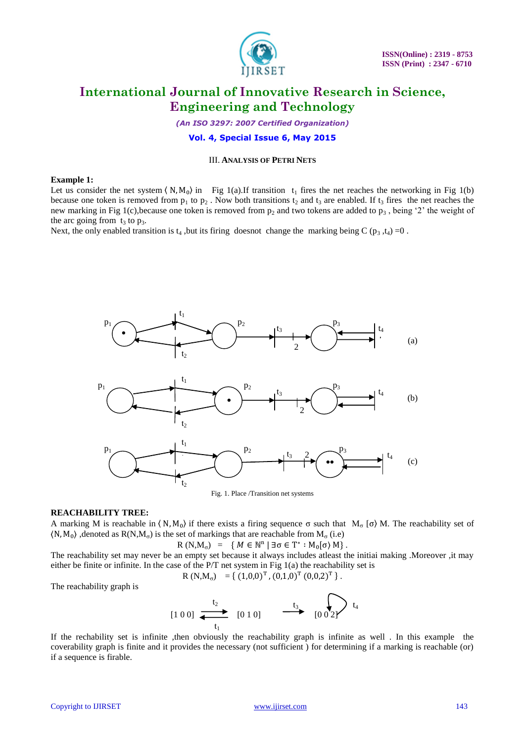### III. ANALYSIS OF PETRI NETS

**Example 1:**

Let us consider the net system $\langle N, M_0 \rangle$ in Fig 1(a).If transition $t_1$ fires the net reaches the networking in Fig 1(b) because one token is removed from $p_1$ to $p_2$ . Now both transitions $t_2$ and $t_3$ are enabled. If $t_3$ fires the net reaches the new marking in Fig 1(c),because one token is removed from $p_2$ and two tokens are added to $p_3$ , being '2' the weight of the arc going from $t_3$ to $p_3$.

Next, the only enabled transition is $t_4$ ,but its firing doesnot change the marking being C ($p_3$ ,$t_4$) =0 .

Fig. 1. Place /Transition net systems

**REACHABILITY TREE:**

A marking M is reachable in $\langle N, M_0 \rangle$ if there exists a firing sequence σ such that $M_\sigma$ [σ⟩ M. The reachability set of $\langle N, M_0 \rangle$ ,denoted as R(N,$M_\sigma$) is the set of markings that are reachable from $M_\sigma$ (i.e)

$$R(N, M_\sigma) = \{ M \in \mathbb{N}^n \mid \exists \sigma \in T^* : M_0[\sigma\rangle M \}.$$

The reachability set may never be an empty set because it always includes atleast the initiai making .Moreover ,it may either be finite or infinite. In the case of the P/T net system in Fig 1(a) the reachability set is

$$R(N, M_\sigma) = \{ (1,0,0)^T, (0,1,0)^T (0,0,2)^T \}.$$

The reachability graph is

[1 0 0] ⇄ [0 1 0] → [0 0 2] (arcs labelled $t_2$, $t_1$, $t_3$, and self-loop $t_4$)

If the rechability set is infinite ,then obviously the reachability graph is infinite as well . In this example the coverability graph is finite and it provides the necessary (not sufficient ) for determining if a marking is reachable (or) if a sequence is firable.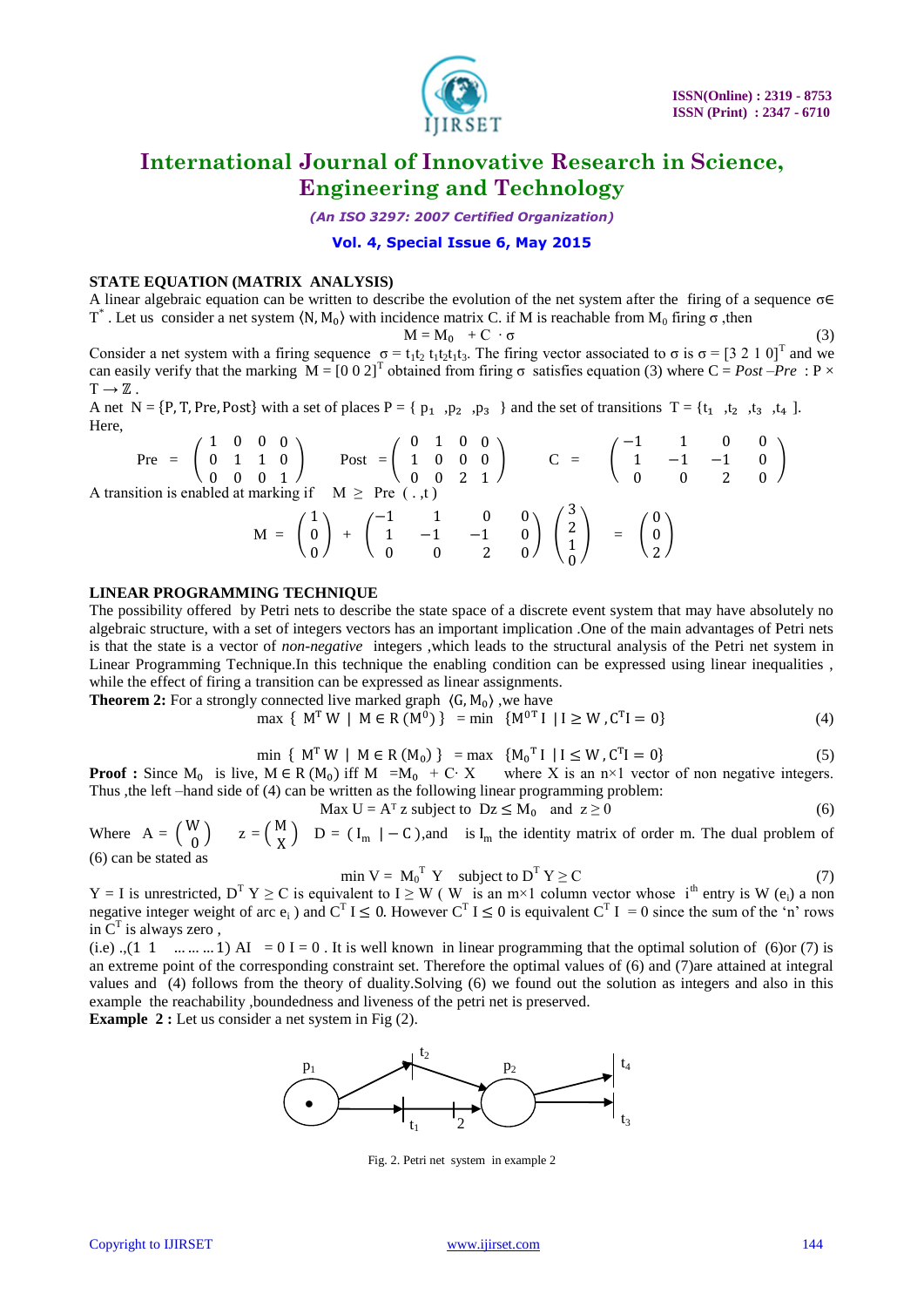### STATE EQUATION (MATRIX ANALYSIS)

A linear algebraic equation can be written to describe the evolution of the net system after the firing of a sequence $\sigma \in T^*$. Let us consider a net system $\langle N, M_0 \rangle$ with incidence matrix C. if M is reachable from $M_0$ firing $\sigma$ ,then

$$M = M_0 + C \cdot \sigma \tag{3}$$

Consider a net system with a firing sequence $\sigma = t_1t_2\ t_1t_2t_1t_3$. The firing vector associated to $\sigma$ is $\sigma = [3\ 2\ 1\ 0]^T$ and we can easily verify that the marking $M = [0\ 0\ 2]^T$ obtained from firing $\sigma$ satisfies equation (3) where $C = Post - Pre : P \times T \to \mathbb{Z}$.

A net $N = \{P, T, Pre, Post\}$ with a set of places $P = \{p_1, p_2, p_3\}$ and the set of transitions $T = \{t_1, t_2, t_3, t_4\}$.

Here,

$$Pre = \begin{pmatrix} 1 & 0 & 0 & 0 \\ 0 & 1 & 1 & 0 \\ 0 & 0 & 0 & 1 \end{pmatrix} \quad Post = \begin{pmatrix} 0 & 1 & 0 & 0 \\ 1 & 0 & 0 & 0 \\ 0 & 0 & 2 & 1 \end{pmatrix} \quad C = \begin{pmatrix} -1 & 1 & 0 & 0 \\ 1 & -1 & -1 & 0 \\ 0 & 0 & 2 & 0 \end{pmatrix}$$

A transition is enabled at marking if $M \geq Pre(\cdot, t)$

$$M = \begin{pmatrix} 1 \\ 0 \\ 0 \end{pmatrix} + \begin{pmatrix} -1 & 1 & 0 & 0 \\ 1 & -1 & -1 & 0 \\ 0 & 0 & 2 & 0 \end{pmatrix} \begin{pmatrix} 3 \\ 2 \\ 1 \\ 0 \end{pmatrix} = \begin{pmatrix} 0 \\ 0 \\ 2 \end{pmatrix}$$

### LINEAR PROGRAMMING TECHNIQUE

The possibility offered by Petri nets to describe the state space of a discrete event system that may have absolutely no algebraic structure, with a set of integers vectors has an important implication .One of the main advantages of Petri nets is that the state is a vector of *non-negative* integers ,which leads to the structural analysis of the Petri net system in Linear Programming Technique.In this technique the enabling condition can be expressed using linear inequalities , while the effect of firing a transition can be expressed as linear assignments.

**Theorem 2:** For a strongly connected live marked graph $\langle G, M_0 \rangle$ ,we have

$$\max \{ M^T W \mid M \in R(M^0) \} = \min \{ M^{0T} I \mid I \geq W, C^T I = 0 \} \tag{4}$$

$$\min \{ M^T W \mid M \in R(M_0) \} = \max \{ M_0^{\ T} I \mid I \leq W, C^T I = 0 \} \tag{5}$$

**Proof :** Since $M_0$ is live, $M \in R(M_0)$ iff $M = M_0 + C \cdot X$ where X is an $n \times 1$ vector of non negative integers. Thus ,the left –hand side of (4) can be written as the following linear programming problem:

$$\text{Max } U = A^T z \text{ subject to } Dz \leq M_0 \text{ and } z \geq 0 \tag{6}$$

Where $A = \begin{pmatrix} W \\ 0 \end{pmatrix}$ $z = \begin{pmatrix} M \\ X \end{pmatrix}$ $D = (I_m \mid -C)$,and is $I_m$ the identity matrix of order m. The dual problem of (6) can be stated as

$$\min V = M_0^{\ T} Y \quad \text{subject to } D^T Y \geq C \tag{7}$$

$Y = I$ is unrestricted, $D^T Y \geq C$ is equivalent to $I \geq W$ ( W is an $m \times 1$ column vector whose $i^{th}$ entry is W $(e_i)$ a non negative integer weight of arc $e_i$ ) and $C^T I \leq 0$. However $C^T I \leq 0$ is equivalent $C^T I = 0$ since the sum of the 'n' rows in $C^T$ is always zero ,

(i.e) .,(1 1 ... ... ... 1) AI = 0 I = 0 . It is well known in linear programming that the optimal solution of (6)or (7) is an extreme point of the corresponding constraint set. Therefore the optimal values of (6) and (7)are attained at integral values and (4) follows from the theory of duality.Solving (6) we found out the solution as integers and also in this example the reachability ,boundedness and liveness of the petri net is preserved.

**Example 2 :** Let us consider a net system in Fig (2).

Fig. 2. Petri net system in example 2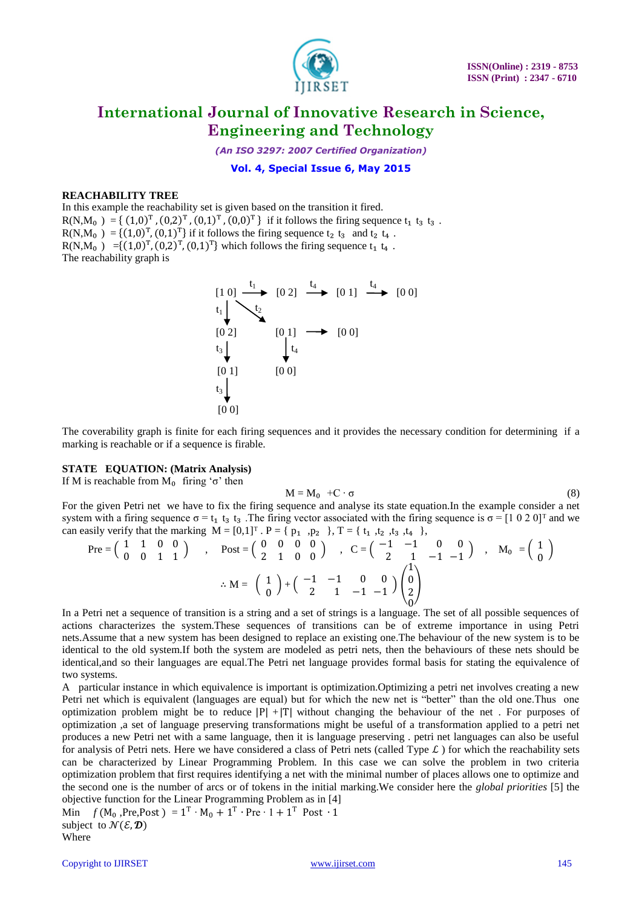### REACHABILITY TREE

In this example the reachability set is given based on the transition it fired.

$R(N,M_0) = \{ (1,0)^T, (0,2)^T, (0,1)^T, (0,0)^T \}$ if it follows the firing sequence $t_1\ t_3\ t_3$ .

$R(N,M_0) = \{(1,0)^T, (0,1)^T\}$ if it follows the firing sequence $t_2\ t_3$ and $t_2\ t_4$ .

$R(N,M_0) = \{(1,0)^T, (0,2)^T, (0,1)^T\}$ which follows the firing sequence $t_1\ t_4$ .

The reachability graph is

```
[1 0] --t1--> [0 2] --t4--> [0 1] --t4--> [0 0]
  |  \
 t1   t2
  |     \
  v      v
[0 2]   [0 1] ------> [0 0]
  |       |
 t3      t4
  v       v
[0 1]   [0 0]
  |
 t3
  v
[0 0]
```

The coverability graph is finite for each firing sequences and it provides the necessary condition for determining if a marking is reachable or if a sequence is firable.

### STATE EQUATION: (Matrix Analysis)

If M is reachable from $M_0$ firing 'σ' then

$$M = M_0 + C \cdot \sigma \tag{8}$$

For the given Petri net we have to fix the firing sequence and analyse its state equation.In the example consider a net system with a firing sequence $\sigma = t_1\ t_3\ t_3$ .The firing vector associated with the firing sequence is $\sigma = [1\ 0\ 2\ 0]^T$ and we can easily verify that the marking $M = [0,1]^T$ . $P = \{ p_1, p_2 \}$, $T = \{ t_1, t_2, t_3, t_4 \}$,

$$Pre = \begin{pmatrix} 1 & 1 & 0 & 0 \\ 0 & 0 & 1 & 1 \end{pmatrix}, \quad Post = \begin{pmatrix} 0 & 0 & 0 & 0 \\ 2 & 1 & 0 & 0 \end{pmatrix}, \quad C = \begin{pmatrix} -1 & -1 & 0 & 0 \\ 2 & 1 & -1 & -1 \end{pmatrix}, \quad M_0 = \begin{pmatrix} 1 \\ 0 \end{pmatrix}$$

$$\therefore M = \begin{pmatrix} 1 \\ 0 \end{pmatrix} + \begin{pmatrix} -1 & -1 & 0 & 0 \\ 2 & 1 & -1 & -1 \end{pmatrix} \begin{pmatrix} 1 \\ 0 \\ 2 \\ 0 \end{pmatrix}$$

In a Petri net a sequence of transition is a string and a set of strings is a language. The set of all possible sequences of actions characterizes the system.These sequences of transitions can be of extreme importance in using Petri nets.Assume that a new system has been designed to replace an existing one.The behaviour of the new system is to be identical to the old system.If both the system are modeled as petri nets, then the behaviours of these nets should be identical,and so their languages are equal.The Petri net language provides formal basis for stating the equivalence of two systems.

A particular instance in which equivalence is important is optimization.Optimizing a petri net involves creating a new Petri net which is equivalent (languages are equal) but for which the new net is "better" than the old one.Thus one optimization problem might be to reduce $|P| + |T|$ without changing the behaviour of the net . For purposes of optimization ,a set of language preserving transformations might be useful of a transformation applied to a petri net produces a new Petri net with a same language, then it is language preserving . petri net languages can also be useful for analysis of Petri nets. Here we have considered a class of Petri nets (called Type $\mathcal{L}$ ) for which the reachability sets can be characterized by Linear Programming Problem. In this case we can solve the problem in two criteria optimization problem that first requires identifying a net with the minimal number of places allows one to optimize and the second one is the number of arcs or of tokens in the initial marking.We consider here the *global priorities* [5] the objective function for the Linear Programming Problem as in [4]

Min $\quad f(M_0, Pre, Post) = 1^T \cdot M_0 + 1^T \cdot Pre \cdot 1 + 1^T\ Post \cdot 1$

subject to $\mathcal{N}(\mathcal{E}, \boldsymbol{\mathcal{D}})$

Where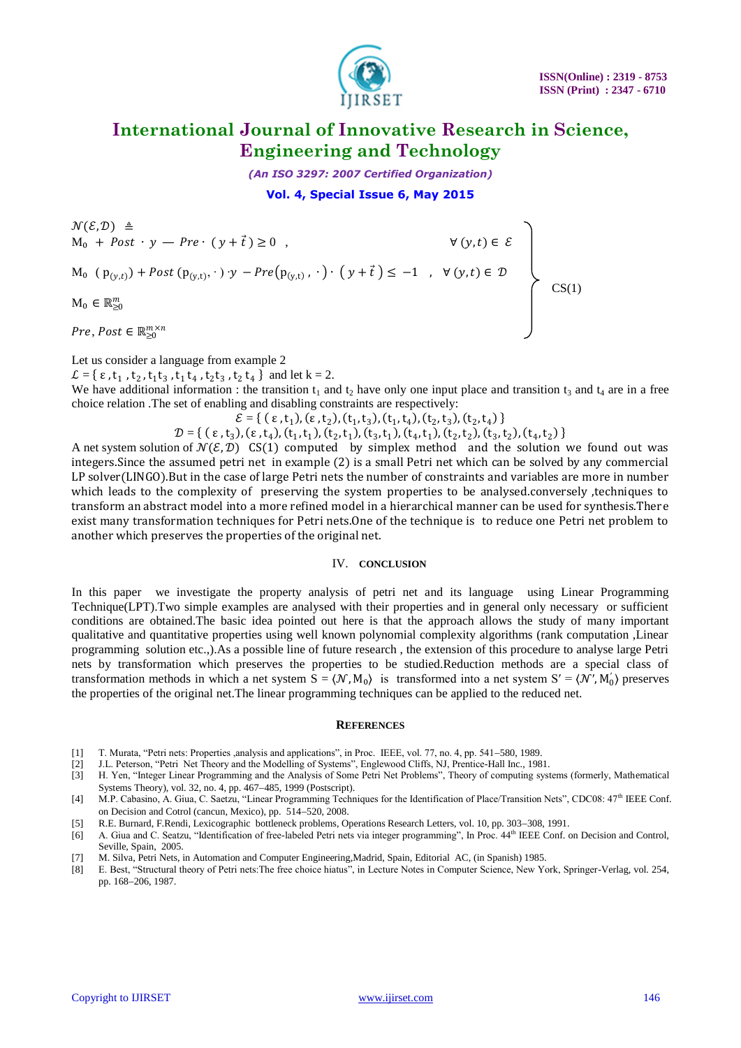$$
\left.\begin{array}{ll}
\mathcal{N}(\mathcal{E},\mathcal{D}) \triangleq & \\
\mathrm{M}_0 + Post \cdot y - Pre \cdot (y + \vec{t}\,) \geq 0 \ , & \forall\, (y,t) \in \mathcal{E} \\
\mathrm{M}_0 \ (\mathrm{p}_{(y,t)}) + Post\,(\mathrm{p}_{(y,t)}, \cdot\,) \cdot y - Pre(\mathrm{p}_{(y,t)}, \cdot\,) \cdot (y + \vec{t}\,) \leq -1 \ , & \forall\, (y,t) \in \mathcal{D} \\
\mathrm{M}_0 \in \mathbb{R}^m_{\geq 0} & \\
Pre, Post \in \mathbb{R}^{m \times n}_{\geq 0} &
\end{array}\right\} \text{CS(1)}
$$

Let us consider a language from example 2

$\mathcal{L} = \{ \varepsilon, t_1, t_2, t_1 t_3, t_1 t_4, t_2 t_3, t_2 t_4 \}$ and let k = 2.

We have additional information : the transition $t_1$ and $t_2$ have only one input place and transition $t_3$ and $t_4$ are in a free choice relation .The set of enabling and disabling constraints are respectively:

$$\mathcal{E} = \{ (\varepsilon, t_1), (\varepsilon, t_2), (t_1, t_3), (t_1, t_4), (t_2, t_3), (t_2, t_4) \}$$

$$\mathcal{D} = \{ (\varepsilon, t_3), (\varepsilon, t_4), (t_1, t_1), (t_2, t_1), (t_3, t_1), (t_4, t_1), (t_2, t_2), (t_3, t_2), (t_4, t_2) \}$$

A net system solution of $\mathcal{N}(\mathcal{E}, \mathcal{D})$ CS(1) computed by simplex method and the solution we found out was integers.Since the assumed petri net in example (2) is a small Petri net which can be solved by any commercial LP solver(LINGO).But in the case of large Petri nets the number of constraints and variables are more in number which leads to the complexity of preserving the system properties to be analysed.conversely ,techniques to transform an abstract model into a more refined model in a hierarchical manner can be used for synthesis.There exist many transformation techniques for Petri nets.One of the technique is to reduce one Petri net problem to another which preserves the properties of the original net.

## IV. CONCLUSION

In this paper we investigate the property analysis of petri net and its language using Linear Programming Technique(LPT).Two simple examples are analysed with their properties and in general only necessary or sufficient conditions are obtained.The basic idea pointed out here is that the approach allows the study of many important qualitative and quantitative properties using well known polynomial complexity algorithms (rank computation ,Linear programming solution etc.,).As a possible line of future research , the extension of this procedure to analyse large Petri nets by transformation which preserves the properties to be studied.Reduction methods are a special class of transformation methods in which a net system $\mathrm{S} = \langle \mathcal{N}, \mathrm{M}_0 \rangle$ is transformed into a net system $\mathrm{S}' = \langle \mathcal{N}', \mathrm{M}_0' \rangle$ preserves the properties of the original net.The linear programming techniques can be applied to the reduced net.

## REFERENCES

[1] T. Murata, "Petri nets: Properties ,analysis and applications", in Proc. IEEE, vol. 77, no. 4, pp. 541–580, 1989.

[2] J.L. Peterson, "Petri Net Theory and the Modelling of Systems", Englewood Cliffs, NJ, Prentice-Hall Inc., 1981.

[3] H. Yen, "Integer Linear Programming and the Analysis of Some Petri Net Problems", Theory of computing systems (formerly, Mathematical Systems Theory), vol. 32, no. 4, pp. 467–485, 1999 (Postscript).

[4] M.P. Cabasino, A. Giua, C. Saetzu, "Linear Programming Techniques for the Identification of Place/Transition Nets", CDC08: 47th IEEE Conf. on Decision and Cotrol (cancun, Mexico), pp. 514–520, 2008.

[5] R.E. Burnard, F.Rendi, Lexicographic bottleneck problems, Operations Research Letters, vol. 10, pp. 303–308, 1991.

[6] A. Giua and C. Seatzu, "Identification of free-labeled Petri nets via integer programming", In Proc. 44th IEEE Conf. on Decision and Control, Seville, Spain, 2005.

[7] M. Silva, Petri Nets, in Automation and Computer Engineering,Madrid, Spain, Editorial AC, (in Spanish) 1985.

[8] E. Best, "Structural theory of Petri nets:The free choice hiatus", in Lecture Notes in Computer Science, New York, Springer-Verlag, vol. 254, pp. 168–206, 1987.